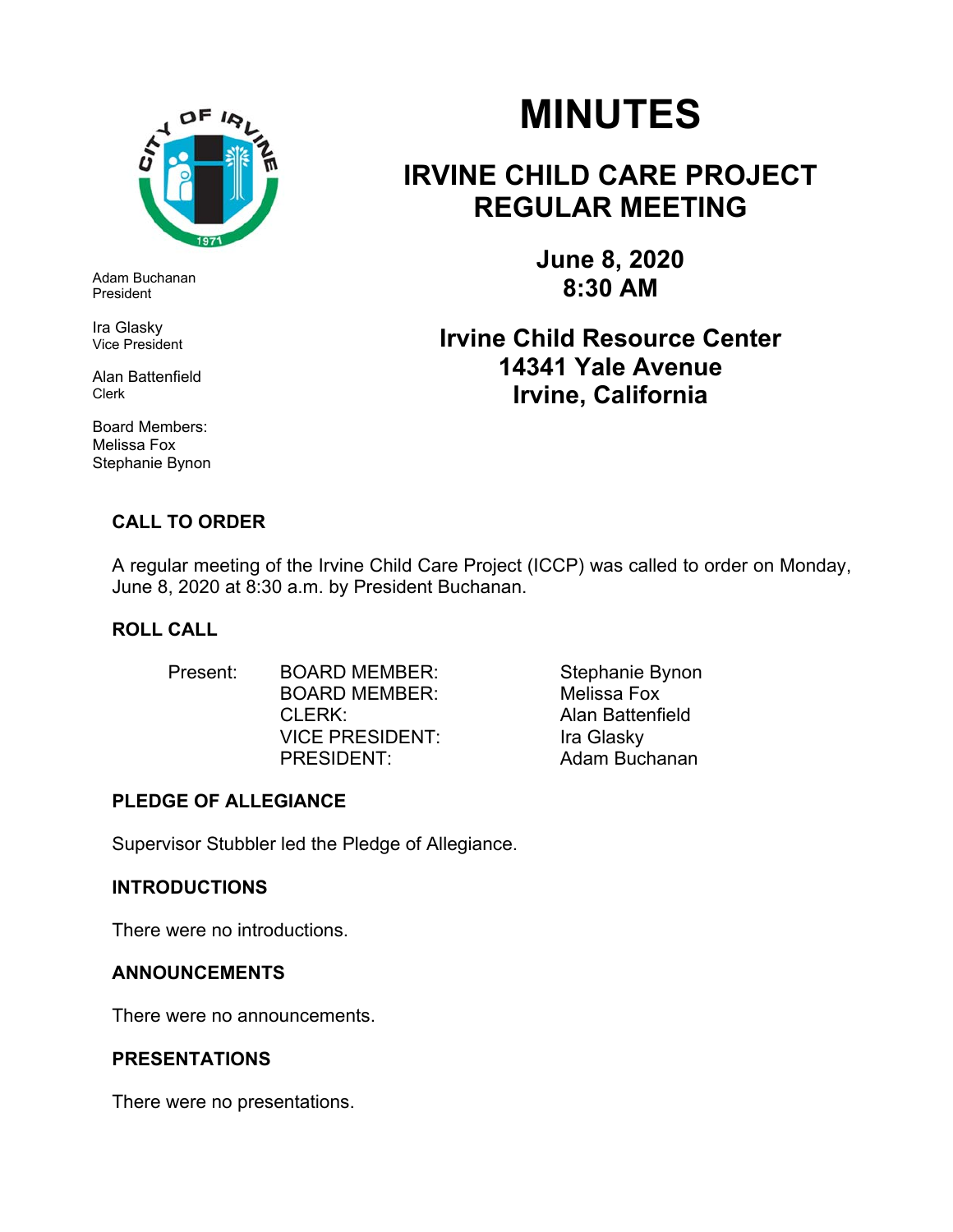# MINUTES

## IRVINE CHILD CARE PROJECT REGULAR MEETING

**June 8, 2020**
**8:30 AM**

**Irvine Child Resource Center**
**14341 Yale Avenue**
**Irvine, California**

Adam Buchanan
President

Ira Glasky
Vice President

Alan Battenfield
Clerk

Board Members:
Melissa Fox
Stephanie Bynon

### CALL TO ORDER

A regular meeting of the Irvine Child Care Project (ICCP) was called to order on Monday, June 8, 2020 at 8:30 a.m. by President Buchanan.

### ROLL CALL

| | | |
|---|---|---|
| Present: | BOARD MEMBER: | Stephanie Bynon |
| | BOARD MEMBER: | Melissa Fox |
| | CLERK: | Alan Battenfield |
| | VICE PRESIDENT: | Ira Glasky |
| | PRESIDENT: | Adam Buchanan |

### PLEDGE OF ALLEGIANCE

Supervisor Stubbler led the Pledge of Allegiance.

### INTRODUCTIONS

There were no introductions.

### ANNOUNCEMENTS

There were no announcements.

### PRESENTATIONS

There were no presentations.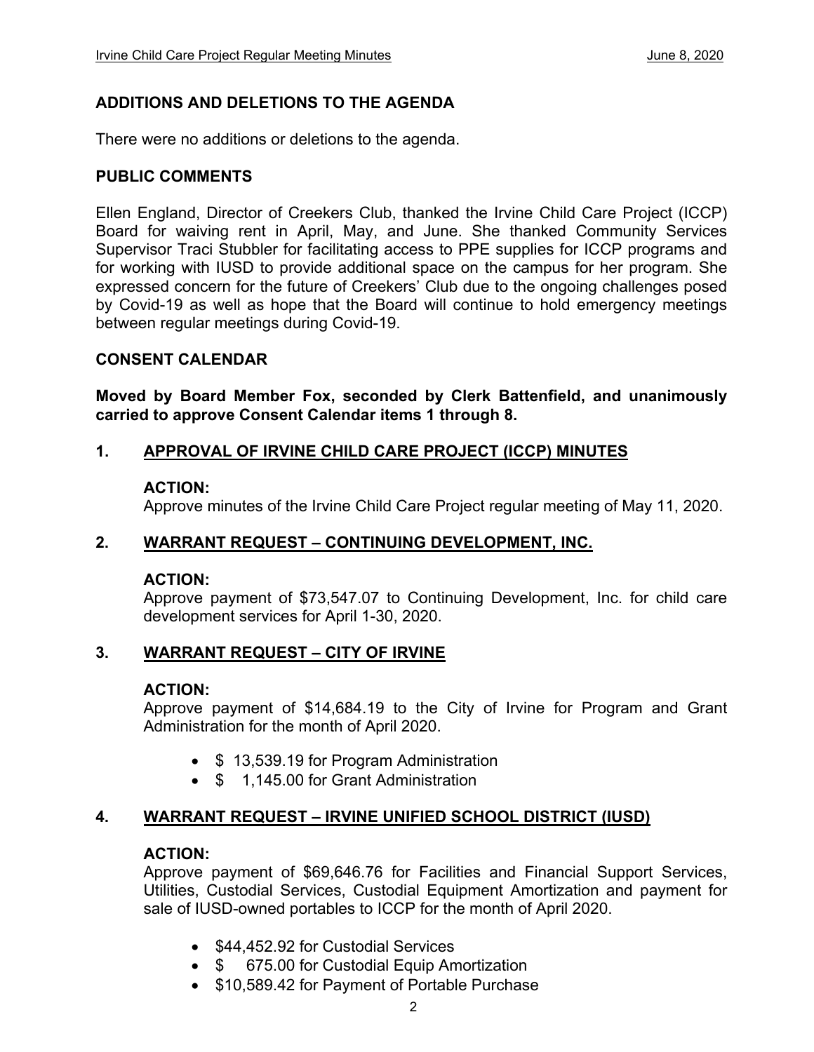## ADDITIONS AND DELETIONS TO THE AGENDA

There were no additions or deletions to the agenda.

## PUBLIC COMMENTS

Ellen England, Director of Creekers Club, thanked the Irvine Child Care Project (ICCP) Board for waiving rent in April, May, and June. She thanked Community Services Supervisor Traci Stubbler for facilitating access to PPE supplies for ICCP programs and for working with IUSD to provide additional space on the campus for her program. She expressed concern for the future of Creekers' Club due to the ongoing challenges posed by Covid-19 as well as hope that the Board will continue to hold emergency meetings between regular meetings during Covid-19.

## CONSENT CALENDAR

**Moved by Board Member Fox, seconded by Clerk Battenfield, and unanimously carried to approve Consent Calendar items 1 through 8.**

### 1. APPROVAL OF IRVINE CHILD CARE PROJECT (ICCP) MINUTES

**ACTION:**
Approve minutes of the Irvine Child Care Project regular meeting of May 11, 2020.

### 2. WARRANT REQUEST – CONTINUING DEVELOPMENT, INC.

**ACTION:**
Approve payment of $73,547.07 to Continuing Development, Inc. for child care development services for April 1-30, 2020.

### 3. WARRANT REQUEST – CITY OF IRVINE

**ACTION:**
Approve payment of $14,684.19 to the City of Irvine for Program and Grant Administration for the month of April 2020.

- $ 13,539.19 for Program Administration
- $ 1,145.00 for Grant Administration

### 4. WARRANT REQUEST – IRVINE UNIFIED SCHOOL DISTRICT (IUSD)

**ACTION:**
Approve payment of $69,646.76 for Facilities and Financial Support Services, Utilities, Custodial Services, Custodial Equipment Amortization and payment for sale of IUSD-owned portables to ICCP for the month of April 2020.

- $44,452.92 for Custodial Services
- $ 675.00 for Custodial Equip Amortization
- $10,589.42 for Payment of Portable Purchase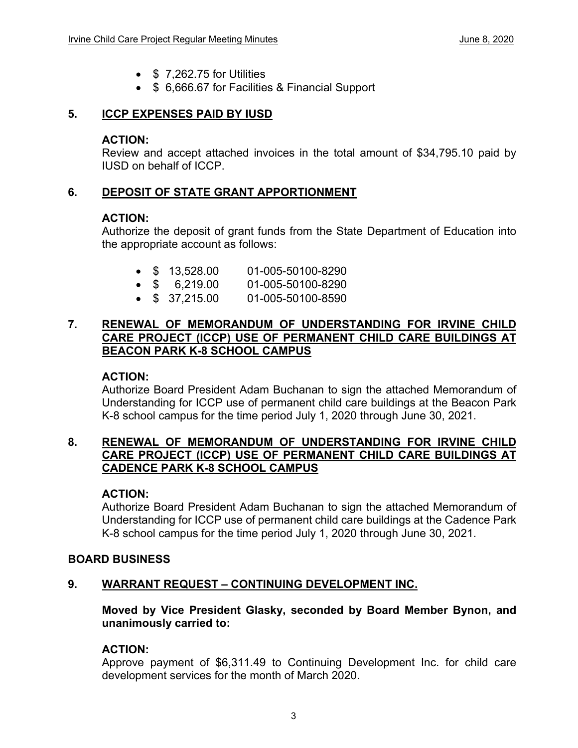- $ 7,262.75 for Utilities
- $ 6,666.67 for Facilities & Financial Support

## 5. ICCP EXPENSES PAID BY IUSD

**ACTION:**
Review and accept attached invoices in the total amount of $34,795.10 paid by IUSD on behalf of ICCP.

## 6. DEPOSIT OF STATE GRANT APPORTIONMENT

**ACTION:**
Authorize the deposit of grant funds from the State Department of Education into the appropriate account as follows:

- $ 13,528.00 01-005-50100-8290
- $ 6,219.00 01-005-50100-8290
- $ 37,215.00 01-005-50100-8590

## 7. RENEWAL OF MEMORANDUM OF UNDERSTANDING FOR IRVINE CHILD CARE PROJECT (ICCP) USE OF PERMANENT CHILD CARE BUILDINGS AT BEACON PARK K-8 SCHOOL CAMPUS

**ACTION:**
Authorize Board President Adam Buchanan to sign the attached Memorandum of Understanding for ICCP use of permanent child care buildings at the Beacon Park K-8 school campus for the time period July 1, 2020 through June 30, 2021.

## 8. RENEWAL OF MEMORANDUM OF UNDERSTANDING FOR IRVINE CHILD CARE PROJECT (ICCP) USE OF PERMANENT CHILD CARE BUILDINGS AT CADENCE PARK K-8 SCHOOL CAMPUS

**ACTION:**
Authorize Board President Adam Buchanan to sign the attached Memorandum of Understanding for ICCP use of permanent child care buildings at the Cadence Park K-8 school campus for the time period July 1, 2020 through June 30, 2021.

## BOARD BUSINESS

## 9. WARRANT REQUEST – CONTINUING DEVELOPMENT INC.

**Moved by Vice President Glasky, seconded by Board Member Bynon, and unanimously carried to:**

**ACTION:**
Approve payment of $6,311.49 to Continuing Development Inc. for child care development services for the month of March 2020.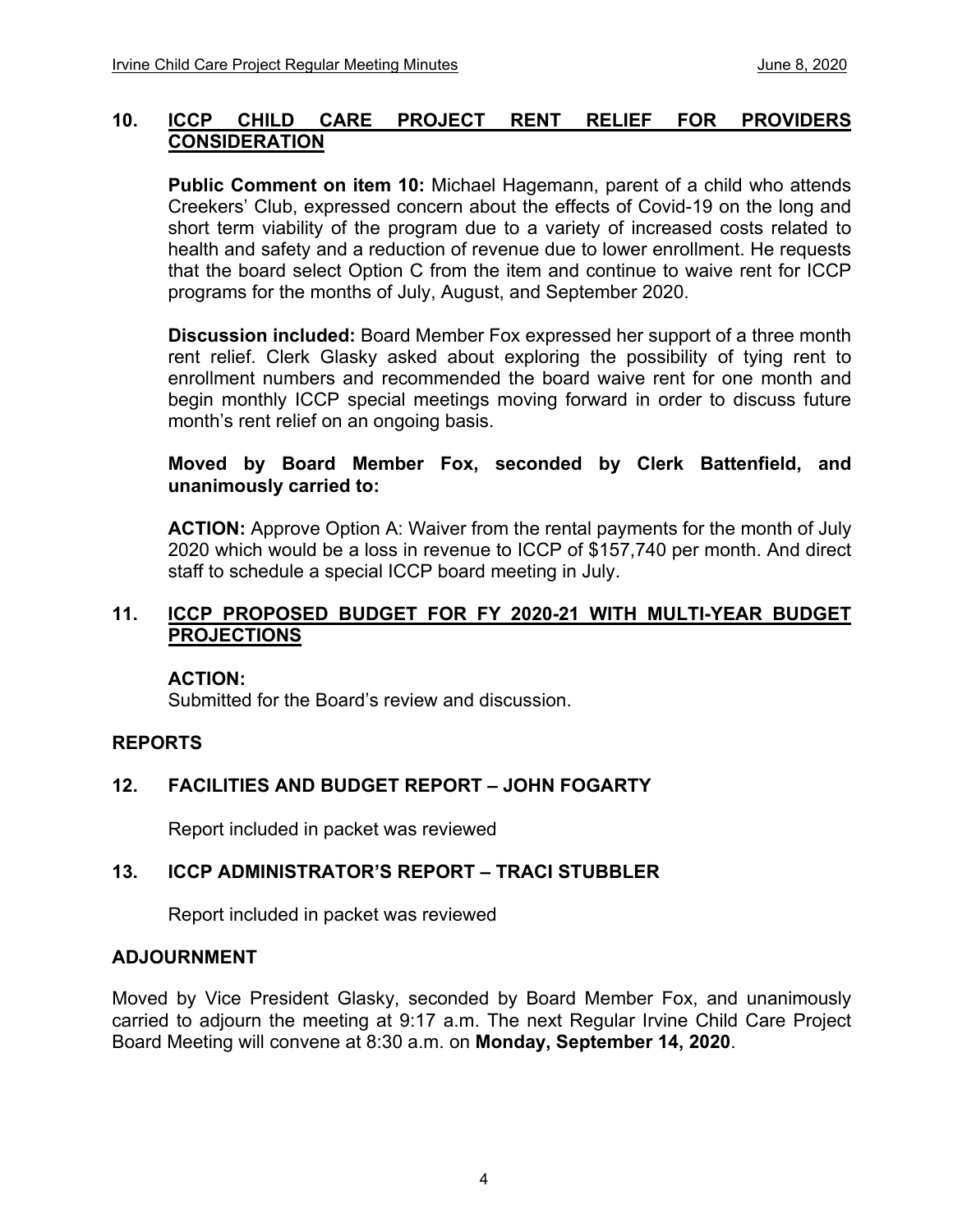## 10. <u>ICCP CHILD CARE PROJECT RENT RELIEF FOR PROVIDERS CONSIDERATION</u>

**Public Comment on item 10:** Michael Hagemann, parent of a child who attends Creekers' Club, expressed concern about the effects of Covid-19 on the long and short term viability of the program due to a variety of increased costs related to health and safety and a reduction of revenue due to lower enrollment. He requests that the board select Option C from the item and continue to waive rent for ICCP programs for the months of July, August, and September 2020.

**Discussion included:** Board Member Fox expressed her support of a three month rent relief. Clerk Glasky asked about exploring the possibility of tying rent to enrollment numbers and recommended the board waive rent for one month and begin monthly ICCP special meetings moving forward in order to discuss future month's rent relief on an ongoing basis.

**Moved by Board Member Fox, seconded by Clerk Battenfield, and unanimously carried to:**

**ACTION:** Approve Option A: Waiver from the rental payments for the month of July 2020 which would be a loss in revenue to ICCP of $157,740 per month. And direct staff to schedule a special ICCP board meeting in July.

## 11. <u>ICCP PROPOSED BUDGET FOR FY 2020-21 WITH MULTI-YEAR BUDGET PROJECTIONS</u>

**ACTION:**
Submitted for the Board's review and discussion.

## REPORTS

## 12. FACILITIES AND BUDGET REPORT – JOHN FOGARTY

Report included in packet was reviewed

## 13. ICCP ADMINISTRATOR'S REPORT – TRACI STUBBLER

Report included in packet was reviewed

## ADJOURNMENT

Moved by Vice President Glasky, seconded by Board Member Fox, and unanimously carried to adjourn the meeting at 9:17 a.m. The next Regular Irvine Child Care Project Board Meeting will convene at 8:30 a.m. on **Monday, September 14, 2020**.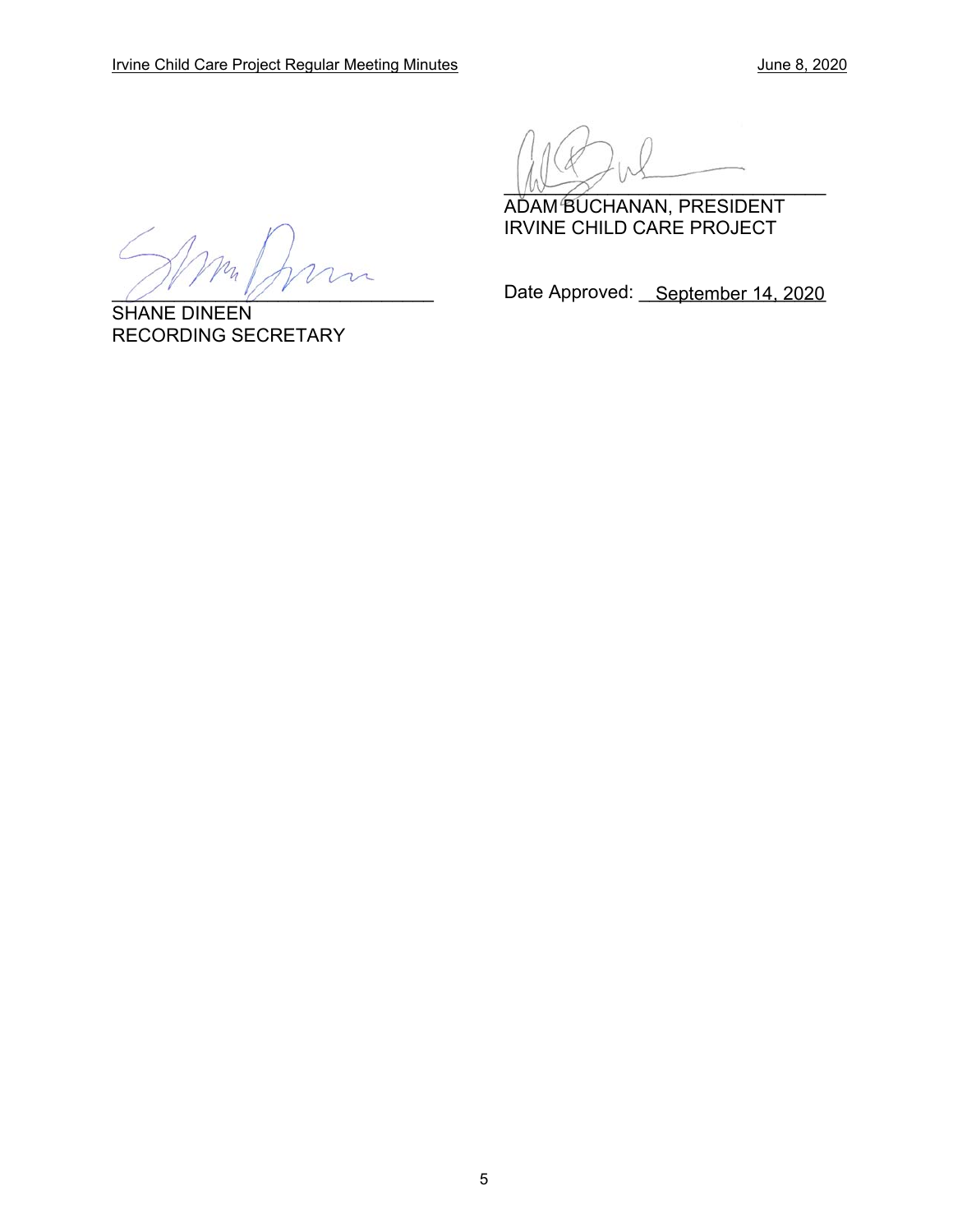\_\_\_\_\_\_\_\_\_\_\_\_\_\_\_\_\_\_\_\_\_\_\_\_\_\_\_\_\_\_\_\_
ADAM BUCHANAN, PRESIDENT
IRVINE CHILD CARE PROJECT

\_\_\_\_\_\_\_\_\_\_\_\_\_\_\_\_\_\_\_\_\_\_\_\_\_\_\_\_\_\_\_\_
SHANE DINEEN
RECORDING SECRETARY

Date Approved: September 14, 2020